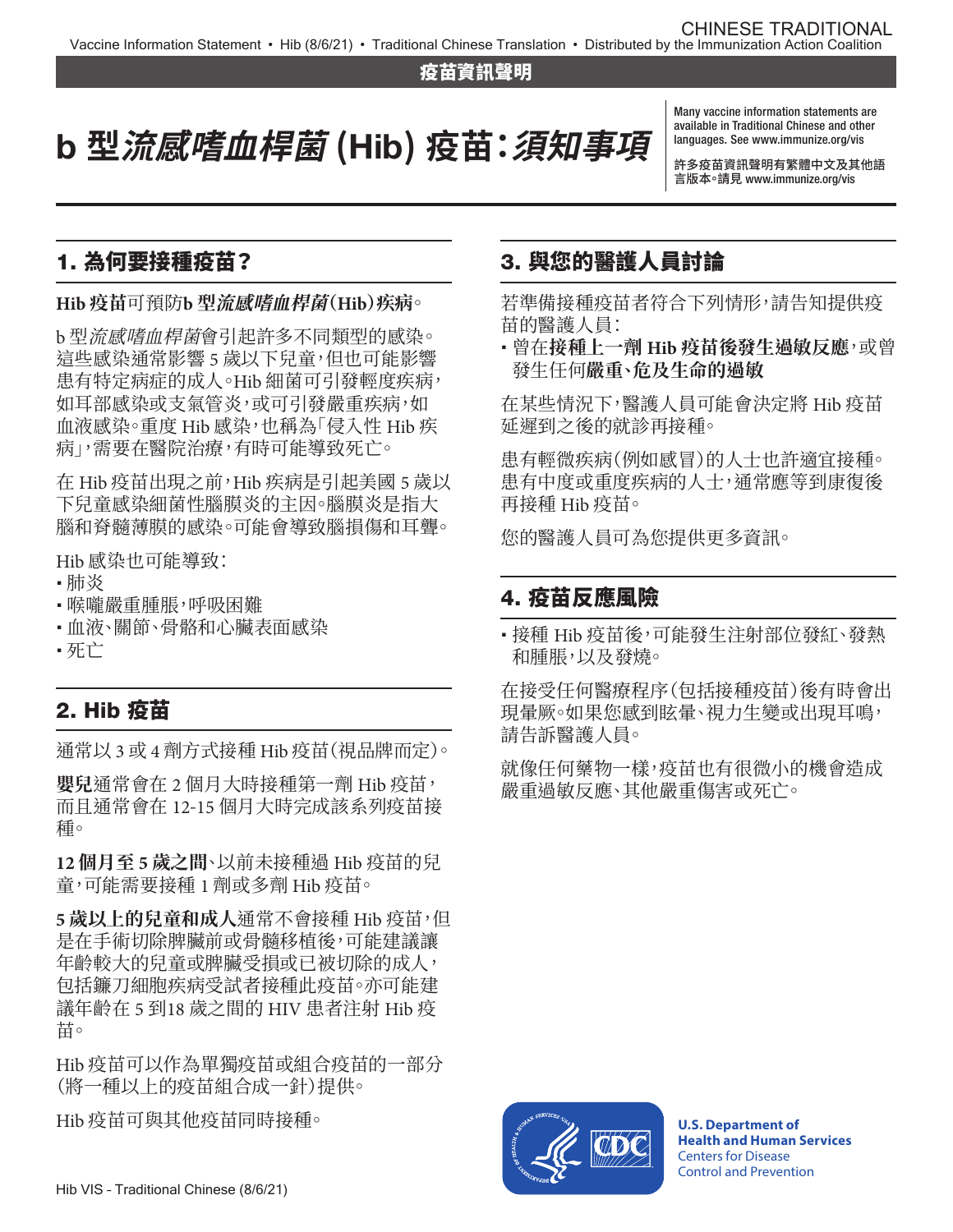CHINESE TRADITIONAL

Vaccine Information Statement • Hib (8/6/21) • Traditional Chinese Translation • Distributed by the Immunization Action Coalition

**疫苗資訊聲明**

# b 型*流感嗜血桿菌* (Hib) 疫苗：*須知事項*

Many vaccine information statements are available in Traditional Chinese and other languages. See www.immunize.org/vis

許多疫苗資訊聲明有繁體中文及其他語言版本。請見 www.immunize.org/vis

## 1. 為何要接種疫苗？

**Hib 疫苗**可預防**b 型*流感嗜血桿菌*（Hib）疾病**。

b 型*流感嗜血桿菌*會引起許多不同類型的感染。這些感染通常影響 5 歲以下兒童，但也可能影響患有特定病症的成人。Hib 細菌可引發輕度疾病，如耳部感染或支氣管炎，或可引發嚴重疾病，如血液感染。重度 Hib 感染，也稱為「侵入性 Hib 疾病」，需要在醫院治療，有時可能導致死亡。

在 Hib 疫苗出現之前，Hib 疾病是引起美國 5 歲以下兒童感染細菌性腦膜炎的主因。腦膜炎是指大腦和脊髓薄膜的感染。可能會導致腦損傷和耳聾。

Hib 感染也可能導致：

- 肺炎
- 喉嚨嚴重腫脹，呼吸困難
- 血液、關節、骨骼和心臟表面感染
- 死亡

## 2. Hib 疫苗

通常以 3 或 4 劑方式接種 Hib 疫苗（視品牌而定）。

**嬰兒**通常會在 2 個月大時接種第一劑 Hib 疫苗，而且通常會在 12-15 個月大時完成該系列疫苗接種。

**12 個月至 5 歲之間**、以前未接種過 Hib 疫苗的兒童，可能需要接種 1 劑或多劑 Hib 疫苗。

**5 歲以上的兒童和成人**通常不會接種 Hib 疫苗，但是在手術切除脾臟前或骨髓移植後，可能建議讓年齡較大的兒童或脾臟受損或已被切除的成人，包括鐮刀細胞疾病受試者接種此疫苗。亦可能建議年齡在 5 到18 歲之間的 HIV 患者注射 Hib 疫苗。

Hib 疫苗可以作為單獨疫苗或組合疫苗的一部分（將一種以上的疫苗組合成一針）提供。

Hib 疫苗可與其他疫苗同時接種。

## 3. 與您的醫護人員討論

若準備接種疫苗者符合下列情形，請告知提供疫苗的醫護人員：

- 曾在**接種上一劑 Hib 疫苗後發生過敏反應**，或曾發生任何**嚴重、危及生命的過敏**

在某些情況下，醫護人員可能會決定將 Hib 疫苗延遲到之後的就診再接種。

患有輕微疾病（例如感冒）的人士也許適宜接種。患有中度或重度疾病的人士，通常應等到康復後再接種 Hib 疫苗。

您的醫護人員可為您提供更多資訊。

## 4. 疫苗反應風險

- 接種 Hib 疫苗後，可能發生注射部位發紅、發熱和腫脹，以及發燒。

在接受任何醫療程序（包括接種疫苗）後有時會出現暈厥。如果您感到眩暈、視力生變或出現耳鳴，請告訴醫護人員。

就像任何藥物一樣，疫苗也有很微小的機會造成嚴重過敏反應、其他嚴重傷害或死亡。

**U.S. Department of Health and Human Services**
Centers for Disease Control and Prevention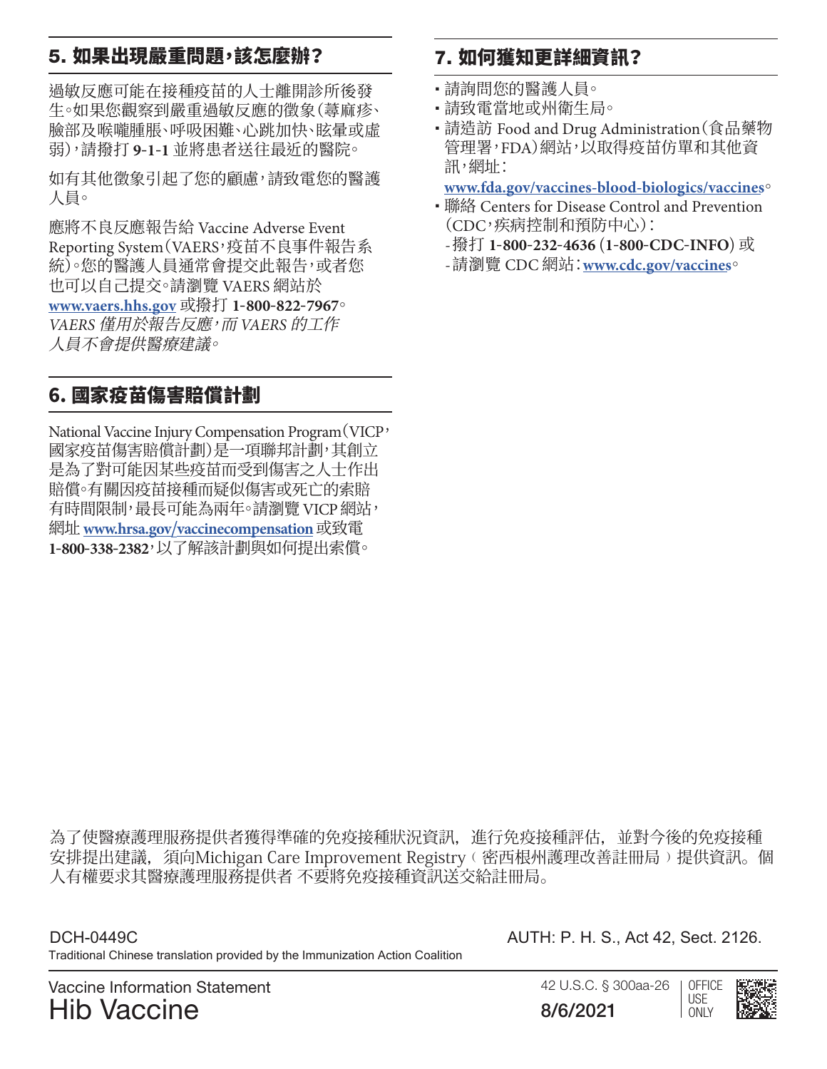## 5. 如果出現嚴重問題，該怎麼辦？

過敏反應可能在接種疫苗的人士離開診所後發生。如果您觀察到嚴重過敏反應的徵象（蕁麻疹、臉部及喉嚨腫脹、呼吸困難、心跳加快、眩暈或虛弱），請撥打 **9-1-1** 並將患者送往最近的醫院。

如有其他徵象引起了您的顧慮，請致電您的醫護人員。

應將不良反應報告給 Vaccine Adverse Event Reporting System（VAERS，疫苗不良事件報告系統）。您的醫護人員通常會提交此報告，或者您也可以自己提交。請瀏覽 VAERS 網站於 **www.vaers.hhs.gov** 或撥打 **1-800-822-7967**。*VAERS 僅用於報告反應，而 VAERS 的工作人員不會提供醫療建議。*

## 6. 國家疫苗傷害賠償計劃

National Vaccine Injury Compensation Program（VICP，國家疫苗傷害賠償計劃）是一項聯邦計劃，其創立是為了對可能因某些疫苗而受到傷害之人士作出賠償。有關因疫苗接種而疑似傷害或死亡的索賠有時間限制，最長可能為兩年。請瀏覽 VICP 網站，網址 **www.hrsa.gov/vaccinecompensation** 或致電 **1-800-338-2382**，以了解該計劃與如何提出索償。

## 7. 如何獲知更詳細資訊？

- 請詢問您的醫護人員。
- 請致電當地或州衛生局。
- 請造訪 Food and Drug Administration（食品藥物管理署，FDA）網站，以取得疫苗仿單和其他資訊，網址：
  **www.fda.gov/vaccines-blood-biologics/vaccines**。
- 聯絡 Centers for Disease Control and Prevention（CDC，疾病控制和預防中心）：
  - 撥打 **1-800-232-4636**（**1-800-CDC-INFO**）或
  - 請瀏覽 CDC 網站：**www.cdc.gov/vaccines**。

為了使醫療護理服務提供者獲得準確的免疫接種狀況資訊，進行免疫接種評估，並對今後的免疫接種安排提出建議，須向Michigan Care Improvement Registry（密西根州護理改善註冊局）提供資訊。個人有權要求其醫療護理服務提供者 不要將免疫接種資訊送交給註冊局。

DCH-0449C
Traditional Chinese translation provided by the Immunization Action Coalition

AUTH: P. H. S., Act 42, Sect. 2126.

Vaccine Information Statement
Hib Vaccine

42 U.S.C. § 300aa-26
**8/6/2021**

OFFICE USE ONLY